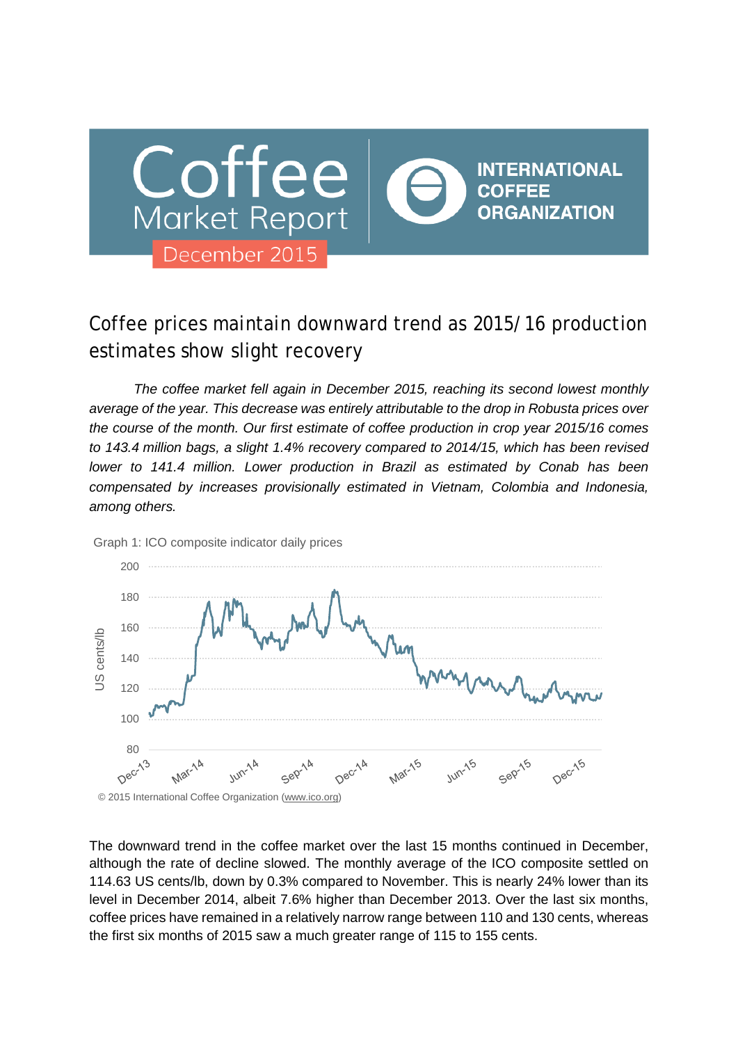# Coffee Market Report

December 2015

INTERNATIONAL COFFEE ORGANIZATION

## Coffee prices maintain downward trend as 2015/16 production estimates show slight recovery

*The coffee market fell again in December 2015, reaching its second lowest monthly average of the year. This decrease was entirely attributable to the drop in Robusta prices over the course of the month. Our first estimate of coffee production in crop year 2015/16 comes to 143.4 million bags, a slight 1.4% recovery compared to 2014/15, which has been revised lower to 141.4 million. Lower production in Brazil as estimated by Conab has been compensated by increases provisionally estimated in Vietnam, Colombia and Indonesia, among others.*

Graph 1: ICO composite indicator daily prices

© 2015 International Coffee Organization (www.ico.org)

The downward trend in the coffee market over the last 15 months continued in December, although the rate of decline slowed. The monthly average of the ICO composite settled on 114.63 US cents/lb, down by 0.3% compared to November. This is nearly 24% lower than its level in December 2014, albeit 7.6% higher than December 2013. Over the last six months, coffee prices have remained in a relatively narrow range between 110 and 130 cents, whereas the first six months of 2015 saw a much greater range of 115 to 155 cents.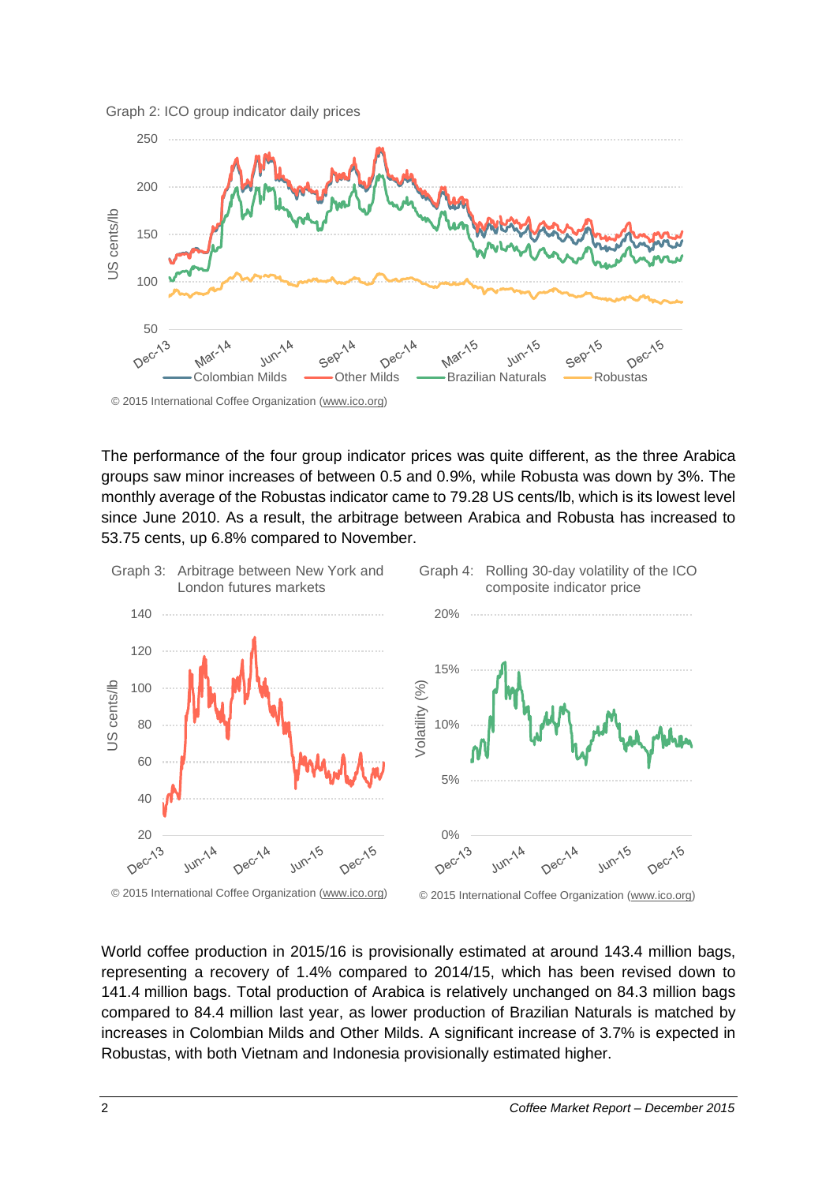Graph 2: ICO group indicator daily prices

© 2015 International Coffee Organization (www.ico.org)

The performance of the four group indicator prices was quite different, as the three Arabica groups saw minor increases of between 0.5 and 0.9%, while Robusta was down by 3%. The monthly average of the Robustas indicator came to 79.28 US cents/lb, which is its lowest level since June 2010. As a result, the arbitrage between Arabica and Robusta has increased to 53.75 cents, up 6.8% compared to November.

Graph 3: Arbitrage between New York and London futures markets

© 2015 International Coffee Organization (www.ico.org)

Graph 4: Rolling 30-day volatility of the ICO composite indicator price

© 2015 International Coffee Organization (www.ico.org)

World coffee production in 2015/16 is provisionally estimated at around 143.4 million bags, representing a recovery of 1.4% compared to 2014/15, which has been revised down to 141.4 million bags. Total production of Arabica is relatively unchanged on 84.3 million bags compared to 84.4 million last year, as lower production of Brazilian Naturals is matched by increases in Colombian Milds and Other Milds. A significant increase of 3.7% is expected in Robustas, with both Vietnam and Indonesia provisionally estimated higher.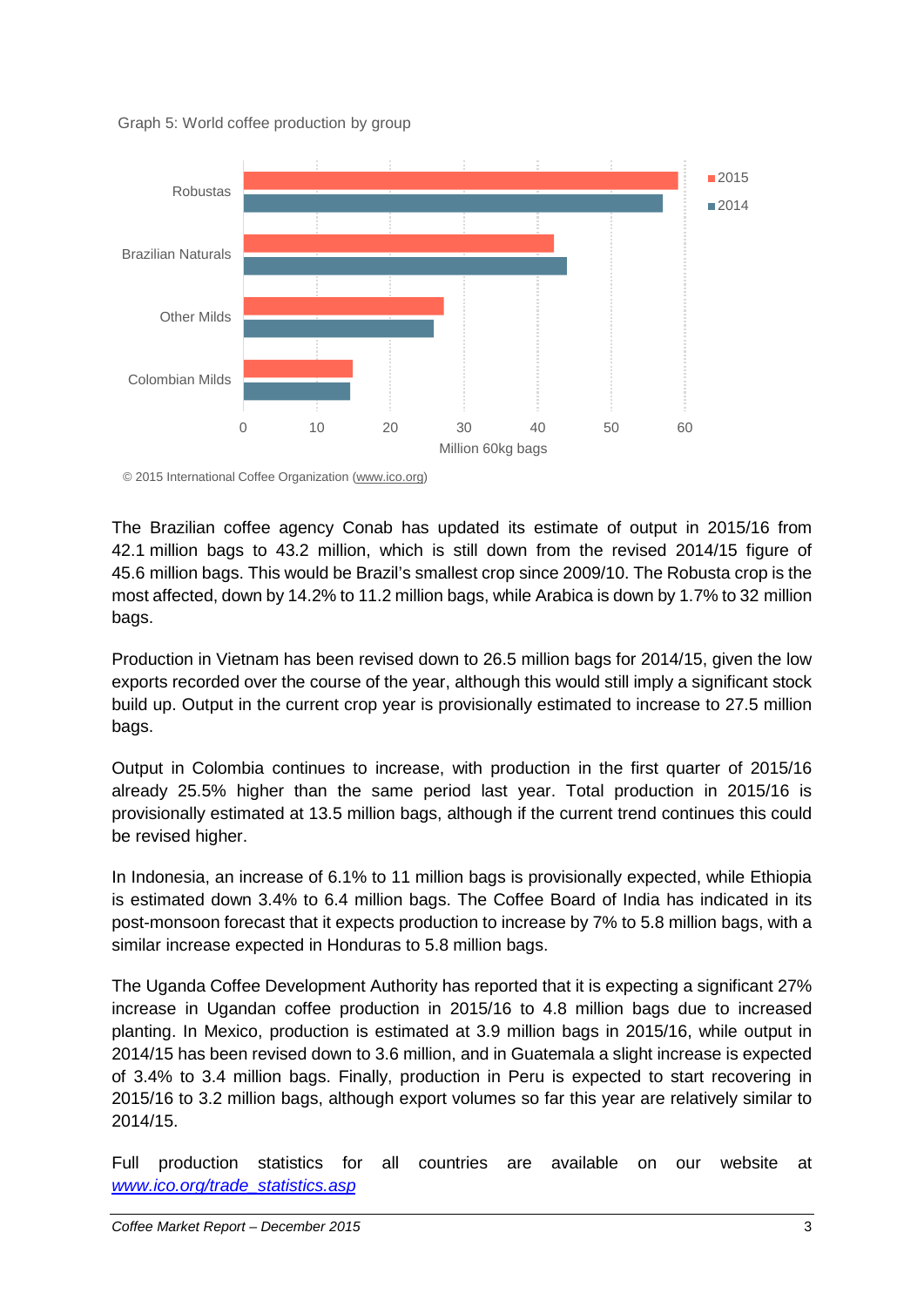Graph 5: World coffee production by group

© 2015 International Coffee Organization (www.ico.org)

The Brazilian coffee agency Conab has updated its estimate of output in 2015/16 from 42.1 million bags to 43.2 million, which is still down from the revised 2014/15 figure of 45.6 million bags. This would be Brazil's smallest crop since 2009/10. The Robusta crop is the most affected, down by 14.2% to 11.2 million bags, while Arabica is down by 1.7% to 32 million bags.

Production in Vietnam has been revised down to 26.5 million bags for 2014/15, given the low exports recorded over the course of the year, although this would still imply a significant stock build up. Output in the current crop year is provisionally estimated to increase to 27.5 million bags.

Output in Colombia continues to increase, with production in the first quarter of 2015/16 already 25.5% higher than the same period last year. Total production in 2015/16 is provisionally estimated at 13.5 million bags, although if the current trend continues this could be revised higher.

In Indonesia, an increase of 6.1% to 11 million bags is provisionally expected, while Ethiopia is estimated down 3.4% to 6.4 million bags. The Coffee Board of India has indicated in its post-monsoon forecast that it expects production to increase by 7% to 5.8 million bags, with a similar increase expected in Honduras to 5.8 million bags.

The Uganda Coffee Development Authority has reported that it is expecting a significant 27% increase in Ugandan coffee production in 2015/16 to 4.8 million bags due to increased planting. In Mexico, production is estimated at 3.9 million bags in 2015/16, while output in 2014/15 has been revised down to 3.6 million, and in Guatemala a slight increase is expected of 3.4% to 3.4 million bags. Finally, production in Peru is expected to start recovering in 2015/16 to 3.2 million bags, although export volumes so far this year are relatively similar to 2014/15.

Full production statistics for all countries are available on our website at *www.ico.org/trade_statistics.asp*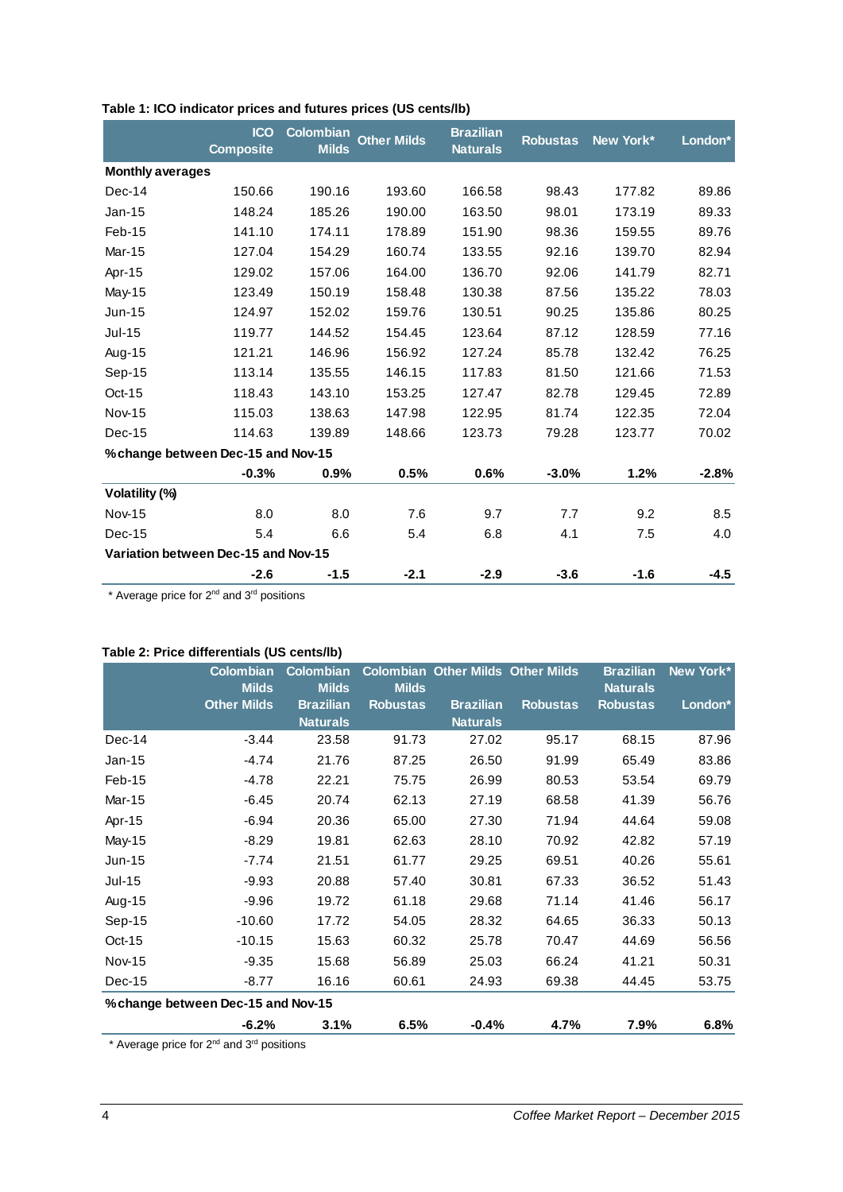**Table 1: ICO indicator prices and futures prices (US cents/lb)**

| | ICO Composite | Colombian Milds | Other Milds | Brazilian Naturals | Robustas | New York* | London* |
|---|---|---|---|---|---|---|---|
| **Monthly averages** | | | | | | | |
| Dec-14 | 150.66 | 190.16 | 193.60 | 166.58 | 98.43 | 177.82 | 89.86 |
| Jan-15 | 148.24 | 185.26 | 190.00 | 163.50 | 98.01 | 173.19 | 89.33 |
| Feb-15 | 141.10 | 174.11 | 178.89 | 151.90 | 98.36 | 159.55 | 89.76 |
| Mar-15 | 127.04 | 154.29 | 160.74 | 133.55 | 92.16 | 139.70 | 82.94 |
| Apr-15 | 129.02 | 157.06 | 164.00 | 136.70 | 92.06 | 141.79 | 82.71 |
| May-15 | 123.49 | 150.19 | 158.48 | 130.38 | 87.56 | 135.22 | 78.03 |
| Jun-15 | 124.97 | 152.02 | 159.76 | 130.51 | 90.25 | 135.86 | 80.25 |
| Jul-15 | 119.77 | 144.52 | 154.45 | 123.64 | 87.12 | 128.59 | 77.16 |
| Aug-15 | 121.21 | 146.96 | 156.92 | 127.24 | 85.78 | 132.42 | 76.25 |
| Sep-15 | 113.14 | 135.55 | 146.15 | 117.83 | 81.50 | 121.66 | 71.53 |
| Oct-15 | 118.43 | 143.10 | 153.25 | 127.47 | 82.78 | 129.45 | 72.89 |
| Nov-15 | 115.03 | 138.63 | 147.98 | 122.95 | 81.74 | 122.35 | 72.04 |
| Dec-15 | 114.63 | 139.89 | 148.66 | 123.73 | 79.28 | 123.77 | 70.02 |
| **% change between Dec-15 and Nov-15** | | | | | | | |
| | **-0.3%** | **0.9%** | **0.5%** | **0.6%** | **-3.0%** | **1.2%** | **-2.8%** |
| **Volatility (%)** | | | | | | | |
| Nov-15 | 8.0 | 8.0 | 7.6 | 9.7 | 7.7 | 9.2 | 8.5 |
| Dec-15 | 5.4 | 6.6 | 5.4 | 6.8 | 4.1 | 7.5 | 4.0 |
| **Variation between Dec-15 and Nov-15** | | | | | | | |
| | **-2.6** | **-1.5** | **-2.1** | **-2.9** | **-3.6** | **-1.6** | **-4.5** |

\* Average price for 2nd and 3rd positions

**Table 2: Price differentials (US cents/lb)**

| | Colombian Milds / Other Milds | Colombian Milds / Brazilian Naturals | Colombian Milds / Robustas | Other Milds / Brazilian Naturals | Other Milds / Robustas | Brazilian Naturals / Robustas | New York* / London* |
|---|---|---|---|---|---|---|---|
| Dec-14 | -3.44 | 23.58 | 91.73 | 27.02 | 95.17 | 68.15 | 87.96 |
| Jan-15 | -4.74 | 21.76 | 87.25 | 26.50 | 91.99 | 65.49 | 83.86 |
| Feb-15 | -4.78 | 22.21 | 75.75 | 26.99 | 80.53 | 53.54 | 69.79 |
| Mar-15 | -6.45 | 20.74 | 62.13 | 27.19 | 68.58 | 41.39 | 56.76 |
| Apr-15 | -6.94 | 20.36 | 65.00 | 27.30 | 71.94 | 44.64 | 59.08 |
| May-15 | -8.29 | 19.81 | 62.63 | 28.10 | 70.92 | 42.82 | 57.19 |
| Jun-15 | -7.74 | 21.51 | 61.77 | 29.25 | 69.51 | 40.26 | 55.61 |
| Jul-15 | -9.93 | 20.88 | 57.40 | 30.81 | 67.33 | 36.52 | 51.43 |
| Aug-15 | -9.96 | 19.72 | 61.18 | 29.68 | 71.14 | 41.46 | 56.17 |
| Sep-15 | -10.60 | 17.72 | 54.05 | 28.32 | 64.65 | 36.33 | 50.13 |
| Oct-15 | -10.15 | 15.63 | 60.32 | 25.78 | 70.47 | 44.69 | 56.56 |
| Nov-15 | -9.35 | 15.68 | 56.89 | 25.03 | 66.24 | 41.21 | 50.31 |
| Dec-15 | -8.77 | 16.16 | 60.61 | 24.93 | 69.38 | 44.45 | 53.75 |
| **% change between Dec-15 and Nov-15** | | | | | | | |
| | **-6.2%** | **3.1%** | **6.5%** | **-0.4%** | **4.7%** | **7.9%** | **6.8%** |

\* Average price for 2nd and 3rd positions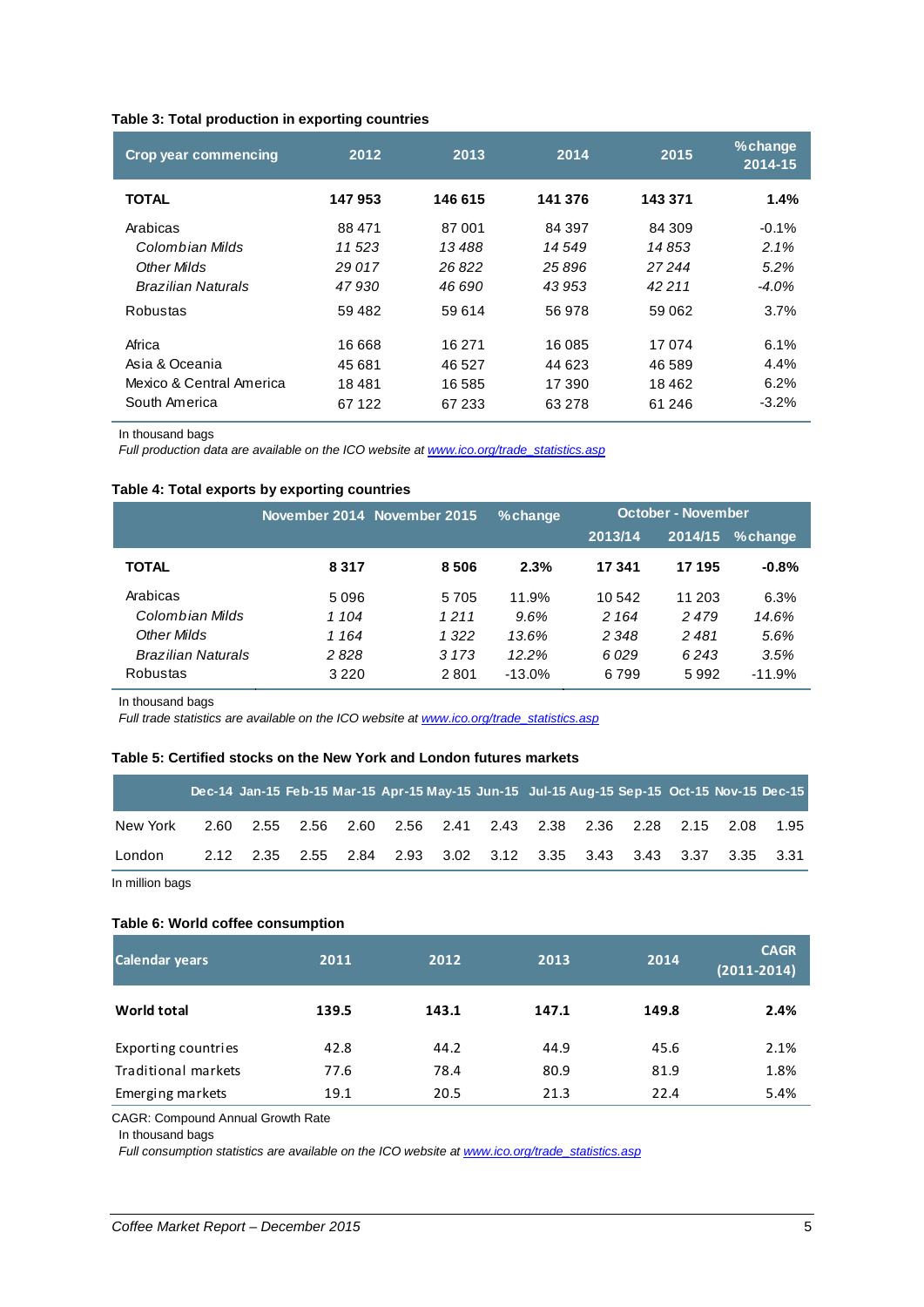**Table 3: Total production in exporting countries**

| Crop year commencing | 2012 | 2013 | 2014 | 2015 | %change 2014-15 |
|---|---|---|---|---|---|
| **TOTAL** | **147 953** | **146 615** | **141 376** | **143 371** | **1.4%** |
| Arabicas | 88 471 | 87 001 | 84 397 | 84 309 | -0.1% |
| *Colombian Milds* | *11 523* | *13 488* | *14 549* | *14 853* | *2.1%* |
| *Other Milds* | *29 017* | *26 822* | *25 896* | *27 244* | *5.2%* |
| *Brazilian Naturals* | *47 930* | *46 690* | *43 953* | *42 211* | *-4.0%* |
| Robustas | 59 482 | 59 614 | 56 978 | 59 062 | 3.7% |
| Africa | 16 668 | 16 271 | 16 085 | 17 074 | 6.1% |
| Asia & Oceania | 45 681 | 46 527 | 44 623 | 46 589 | 4.4% |
| Mexico & Central America | 18 481 | 16 585 | 17 390 | 18 462 | 6.2% |
| South America | 67 122 | 67 233 | 63 278 | 61 246 | -3.2% |

In thousand bags
*Full production data are available on the ICO website at www.ico.org/trade_statistics.asp*

**Table 4: Total exports by exporting countries**

| | November 2014 | November 2015 | %change | October - November | | |
|---|---|---|---|---|---|---|
| | | | | 2013/14 | 2014/15 | %change |
| **TOTAL** | **8 317** | **8 506** | **2.3%** | **17 341** | **17 195** | **-0.8%** |
| Arabicas | 5 096 | 5 705 | 11.9% | 10 542 | 11 203 | 6.3% |
| *Colombian Milds* | *1 104* | *1 211* | *9.6%* | *2 164* | *2 479* | *14.6%* |
| *Other Milds* | *1 164* | *1 322* | *13.6%* | *2 348* | *2 481* | *5.6%* |
| *Brazilian Naturals* | *2 828* | *3 173* | *12.2%* | *6 029* | *6 243* | *3.5%* |
| Robustas | 3 220 | 2 801 | -13.0% | 6 799 | 5 992 | -11.9% |

In thousand bags
*Full trade statistics are available on the ICO website at www.ico.org/trade_statistics.asp*

**Table 5: Certified stocks on the New York and London futures markets**

| | Dec-14 | Jan-15 | Feb-15 | Mar-15 | Apr-15 | May-15 | Jun-15 | Jul-15 | Aug-15 | Sep-15 | Oct-15 | Nov-15 | Dec-15 |
|---|---|---|---|---|---|---|---|---|---|---|---|---|---|
| New York | 2.60 | 2.55 | 2.56 | 2.60 | 2.56 | 2.41 | 2.43 | 2.38 | 2.36 | 2.28 | 2.15 | 2.08 | 1.95 |
| London | 2.12 | 2.35 | 2.55 | 2.84 | 2.93 | 3.02 | 3.12 | 3.35 | 3.43 | 3.43 | 3.37 | 3.35 | 3.31 |

In million bags

**Table 6: World coffee consumption**

| Calendar years | 2011 | 2012 | 2013 | 2014 | CAGR (2011-2014) |
|---|---|---|---|---|---|
| **World total** | **139.5** | **143.1** | **147.1** | **149.8** | **2.4%** |
| Exporting countries | 42.8 | 44.2 | 44.9 | 45.6 | 2.1% |
| Traditional markets | 77.6 | 78.4 | 80.9 | 81.9 | 1.8% |
| Emerging markets | 19.1 | 20.5 | 21.3 | 22.4 | 5.4% |

CAGR: Compound Annual Growth Rate
In thousand bags
*Full consumption statistics are available on the ICO website at www.ico.org/trade_statistics.asp*